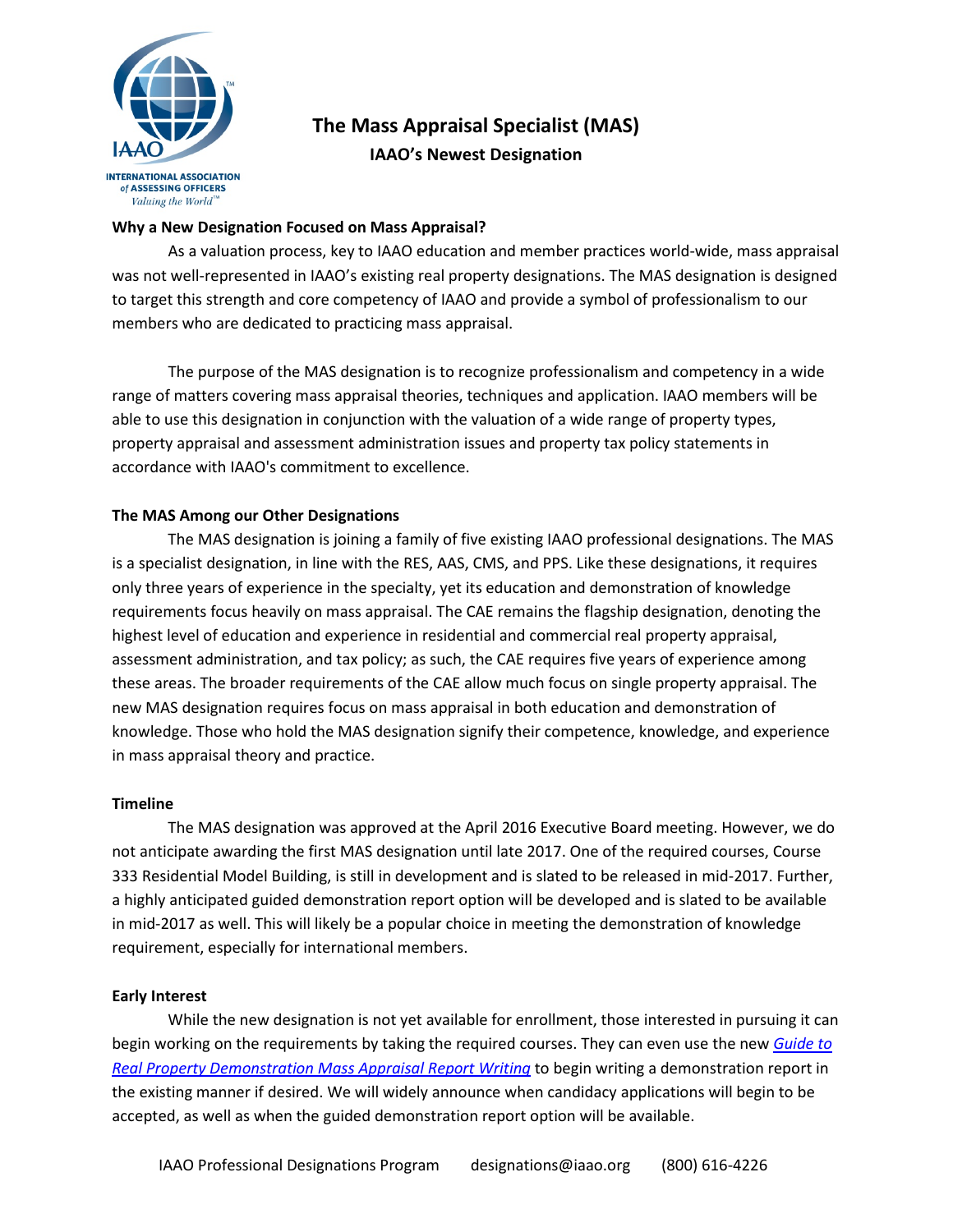# The Mass Appraisal Specialist (MAS)

## IAAO's Newest Designation

**Why a New Designation Focused on Mass Appraisal?**

As a valuation process, key to IAAO education and member practices world-wide, mass appraisal was not well-represented in IAAO's existing real property designations. The MAS designation is designed to target this strength and core competency of IAAO and provide a symbol of professionalism to our members who are dedicated to practicing mass appraisal.

The purpose of the MAS designation is to recognize professionalism and competency in a wide range of matters covering mass appraisal theories, techniques and application. IAAO members will be able to use this designation in conjunction with the valuation of a wide range of property types, property appraisal and assessment administration issues and property tax policy statements in accordance with IAAO's commitment to excellence.

**The MAS Among our Other Designations**

The MAS designation is joining a family of five existing IAAO professional designations. The MAS is a specialist designation, in line with the RES, AAS, CMS, and PPS. Like these designations, it requires only three years of experience in the specialty, yet its education and demonstration of knowledge requirements focus heavily on mass appraisal. The CAE remains the flagship designation, denoting the highest level of education and experience in residential and commercial real property appraisal, assessment administration, and tax policy; as such, the CAE requires five years of experience among these areas. The broader requirements of the CAE allow much focus on single property appraisal. The new MAS designation requires focus on mass appraisal in both education and demonstration of knowledge. Those who hold the MAS designation signify their competence, knowledge, and experience in mass appraisal theory and practice.

**Timeline**

The MAS designation was approved at the April 2016 Executive Board meeting. However, we do not anticipate awarding the first MAS designation until late 2017. One of the required courses, Course 333 Residential Model Building, is still in development and is slated to be released in mid-2017. Further, a highly anticipated guided demonstration report option will be developed and is slated to be available in mid-2017 as well. This will likely be a popular choice in meeting the demonstration of knowledge requirement, especially for international members.

**Early Interest**

While the new designation is not yet available for enrollment, those interested in pursuing it can begin working on the requirements by taking the required courses. They can even use the new *Guide to Real Property Demonstration Mass Appraisal Report Writing* to begin writing a demonstration report in the existing manner if desired. We will widely announce when candidacy applications will begin to be accepted, as well as when the guided demonstration report option will be available.

IAAO Professional Designations Program designations@iaao.org (800) 616-4226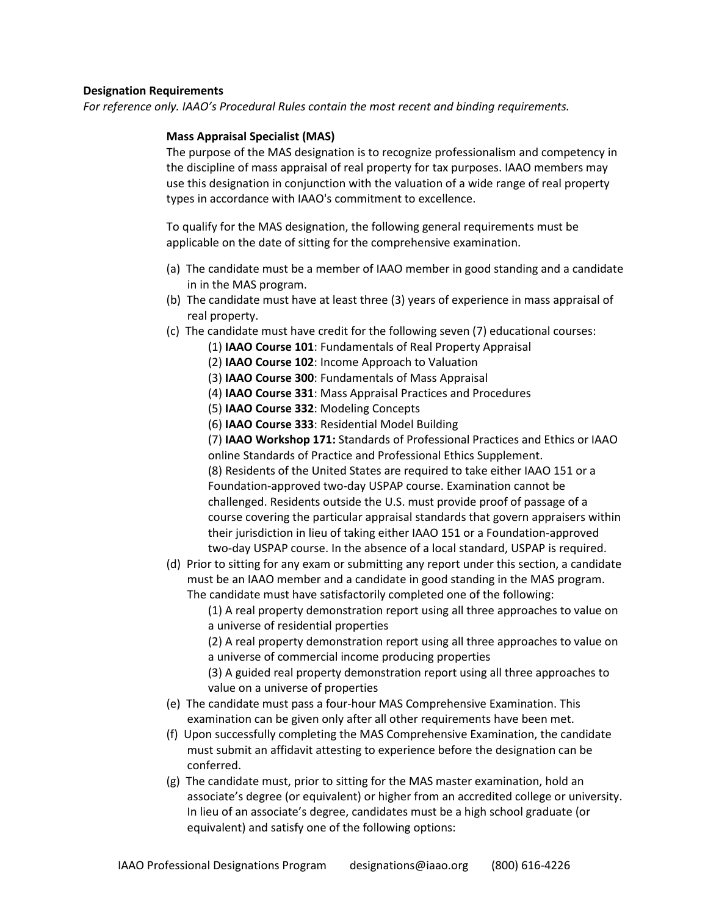**Designation Requirements**

*For reference only. IAAO's Procedural Rules contain the most recent and binding requirements.*

**Mass Appraisal Specialist (MAS)**

The purpose of the MAS designation is to recognize professionalism and competency in the discipline of mass appraisal of real property for tax purposes. IAAO members may use this designation in conjunction with the valuation of a wide range of real property types in accordance with IAAO's commitment to excellence.

To qualify for the MAS designation, the following general requirements must be applicable on the date of sitting for the comprehensive examination.

(a) The candidate must be a member of IAAO member in good standing and a candidate in in the MAS program.

(b) The candidate must have at least three (3) years of experience in mass appraisal of real property.

(c) The candidate must have credit for the following seven (7) educational courses:

 (1) **IAAO Course 101**: Fundamentals of Real Property Appraisal

 (2) **IAAO Course 102**: Income Approach to Valuation

 (3) **IAAO Course 300**: Fundamentals of Mass Appraisal

 (4) **IAAO Course 331**: Mass Appraisal Practices and Procedures

 (5) **IAAO Course 332**: Modeling Concepts

 (6) **IAAO Course 333**: Residential Model Building

 (7) **IAAO Workshop 171:** Standards of Professional Practices and Ethics or IAAO online Standards of Practice and Professional Ethics Supplement.

 (8) Residents of the United States are required to take either IAAO 151 or a Foundation-approved two-day USPAP course. Examination cannot be challenged. Residents outside the U.S. must provide proof of passage of a course covering the particular appraisal standards that govern appraisers within their jurisdiction in lieu of taking either IAAO 151 or a Foundation-approved two-day USPAP course. In the absence of a local standard, USPAP is required.

(d) Prior to sitting for any exam or submitting any report under this section, a candidate must be an IAAO member and a candidate in good standing in the MAS program. The candidate must have satisfactorily completed one of the following:

 (1) A real property demonstration report using all three approaches to value on a universe of residential properties

 (2) A real property demonstration report using all three approaches to value on a universe of commercial income producing properties

 (3) A guided real property demonstration report using all three approaches to value on a universe of properties

(e) The candidate must pass a four-hour MAS Comprehensive Examination. This examination can be given only after all other requirements have been met.

(f) Upon successfully completing the MAS Comprehensive Examination, the candidate must submit an affidavit attesting to experience before the designation can be conferred.

(g) The candidate must, prior to sitting for the MAS master examination, hold an associate's degree (or equivalent) or higher from an accredited college or university. In lieu of an associate's degree, candidates must be a high school graduate (or equivalent) and satisfy one of the following options: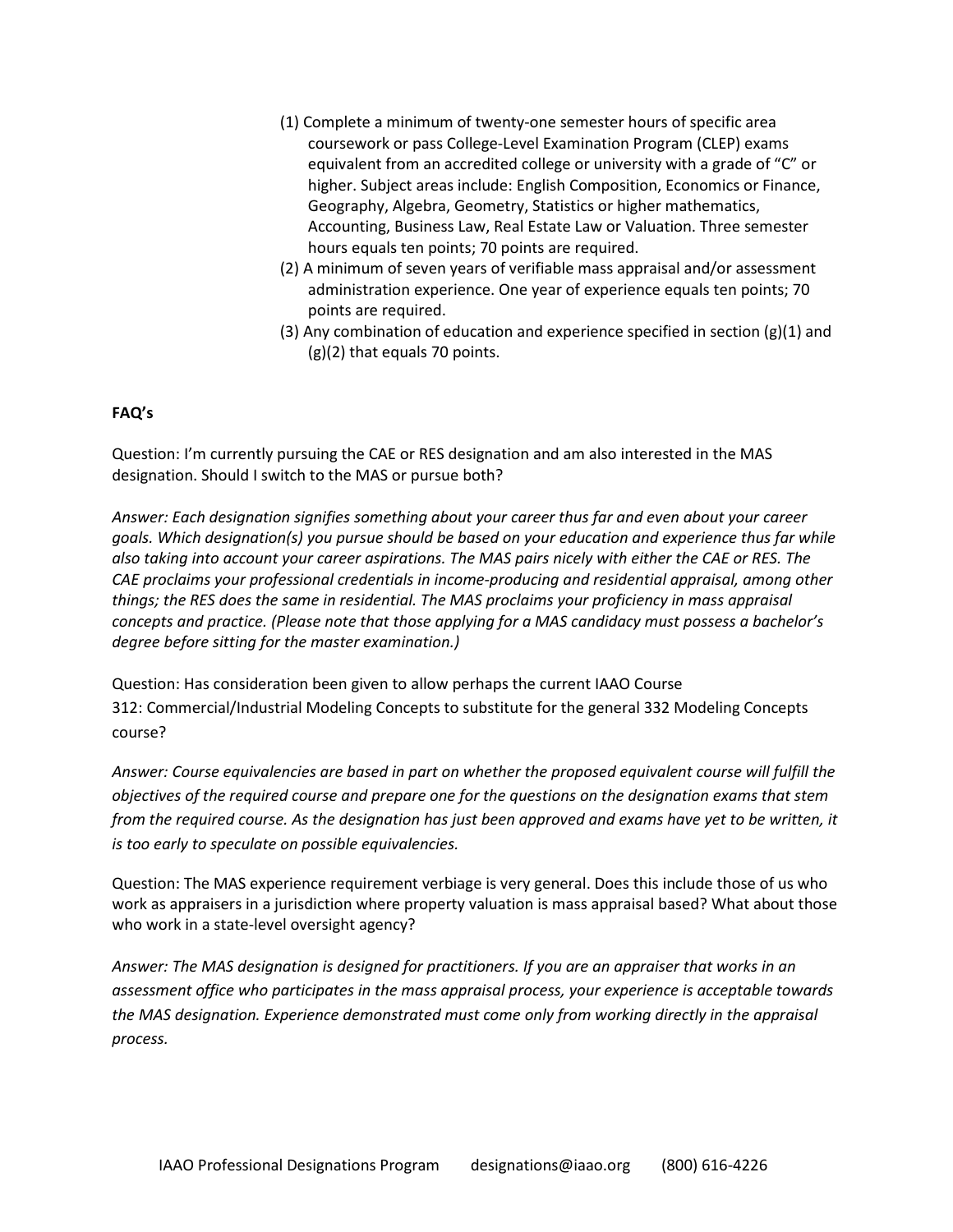(1) Complete a minimum of twenty-one semester hours of specific area coursework or pass College-Level Examination Program (CLEP) exams equivalent from an accredited college or university with a grade of "C" or higher. Subject areas include: English Composition, Economics or Finance, Geography, Algebra, Geometry, Statistics or higher mathematics, Accounting, Business Law, Real Estate Law or Valuation. Three semester hours equals ten points; 70 points are required.

(2) A minimum of seven years of verifiable mass appraisal and/or assessment administration experience. One year of experience equals ten points; 70 points are required.

(3) Any combination of education and experience specified in section (g)(1) and (g)(2) that equals 70 points.

**FAQ's**

Question: I'm currently pursuing the CAE or RES designation and am also interested in the MAS designation. Should I switch to the MAS or pursue both?

*Answer: Each designation signifies something about your career thus far and even about your career goals. Which designation(s) you pursue should be based on your education and experience thus far while also taking into account your career aspirations. The MAS pairs nicely with either the CAE or RES. The CAE proclaims your professional credentials in income-producing and residential appraisal, among other things; the RES does the same in residential. The MAS proclaims your proficiency in mass appraisal concepts and practice. (Please note that those applying for a MAS candidacy must possess a bachelor's degree before sitting for the master examination.)*

Question: Has consideration been given to allow perhaps the current IAAO Course 312: Commercial/Industrial Modeling Concepts to substitute for the general 332 Modeling Concepts course?

*Answer: Course equivalencies are based in part on whether the proposed equivalent course will fulfill the objectives of the required course and prepare one for the questions on the designation exams that stem from the required course. As the designation has just been approved and exams have yet to be written, it is too early to speculate on possible equivalencies.*

Question: The MAS experience requirement verbiage is very general. Does this include those of us who work as appraisers in a jurisdiction where property valuation is mass appraisal based? What about those who work in a state-level oversight agency?

*Answer: The MAS designation is designed for practitioners. If you are an appraiser that works in an assessment office who participates in the mass appraisal process, your experience is acceptable towards the MAS designation. Experience demonstrated must come only from working directly in the appraisal process.*